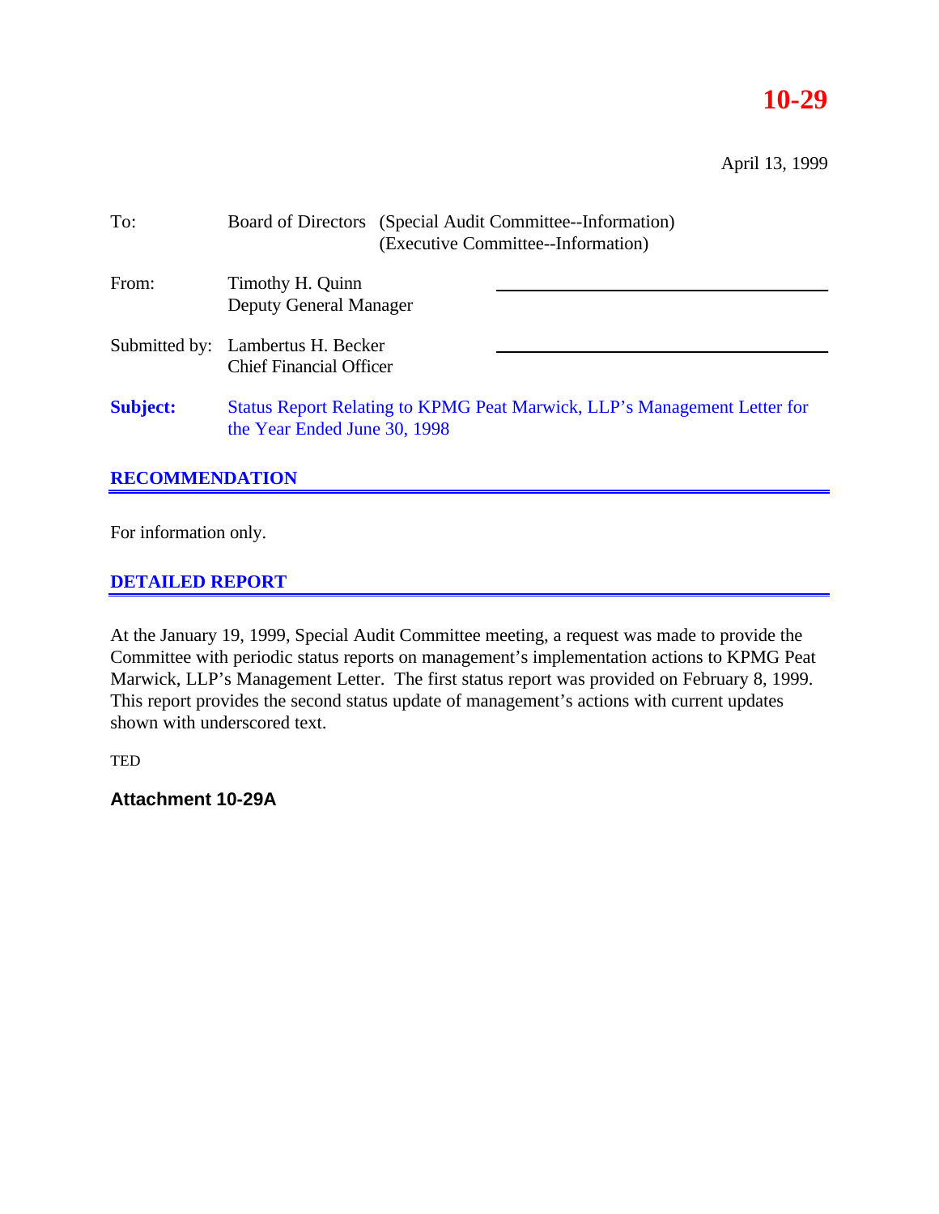# 10-29

April 13, 1999

| | | |
|---|---|---|
| To: | Board of Directors | (Special Audit Committee--Information)<br>(Executive Committee--Information) |
| From: | Timothy H. Quinn<br>Deputy General Manager | |
| Submitted by: | Lambertus H. Becker<br>Chief Financial Officer | |

**Subject:** Status Report Relating to KPMG Peat Marwick, LLP's Management Letter for the Year Ended June 30, 1998

## RECOMMENDATION

For information only.

## DETAILED REPORT

At the January 19, 1999, Special Audit Committee meeting, a request was made to provide the Committee with periodic status reports on management's implementation actions to KPMG Peat Marwick, LLP's Management Letter. The first status report was provided on February 8, 1999. This report provides the second status update of management's actions with current updates shown with underscored text.

TED

**Attachment 10-29A**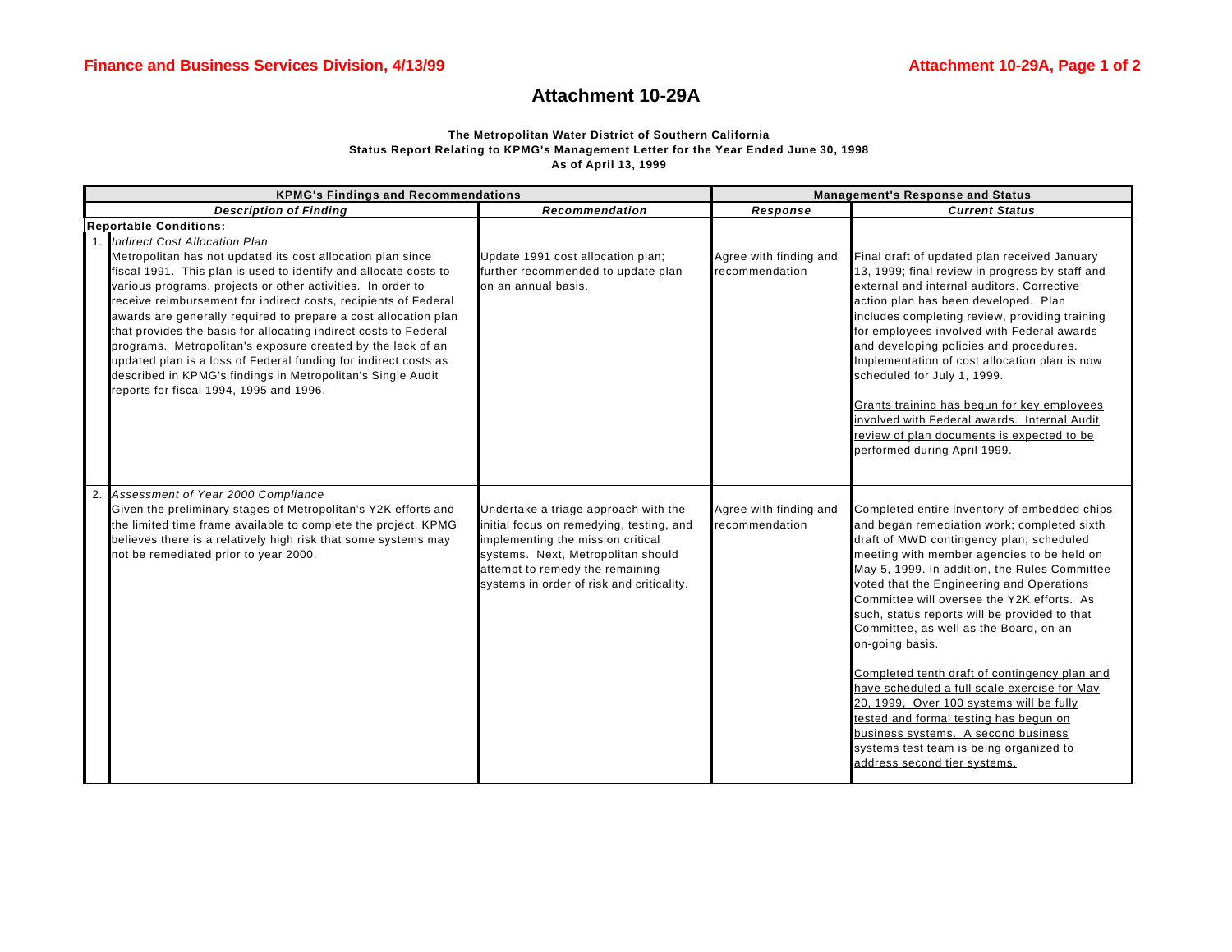# Attachment 10-29A

**The Metropolitan Water District of Southern California**
**Status Report Relating to KPMG's Management Letter for the Year Ended June 30, 1998**
**As of April 13, 1999**

| KPMG's Findings and Recommendations | | Management's Response and Status | |
|---|---|---|---|
| ***Description of Finding*** | ***Recommendation*** | ***Response*** | ***Current Status*** |
| **Reportable Conditions:** | | | |
| 1. *Indirect Cost Allocation Plan*<br>Metropolitan has not updated its cost allocation plan since fiscal 1991. This plan is used to identify and allocate costs to various programs, projects or other activities. In order to receive reimbursement for indirect costs, recipients of Federal awards are generally required to prepare a cost allocation plan that provides the basis for allocating indirect costs to Federal programs. Metropolitan's exposure created by the lack of an updated plan is a loss of Federal funding for indirect costs as described in KPMG's findings in Metropolitan's Single Audit reports for fiscal 1994, 1995 and 1996. | Update 1991 cost allocation plan; further recommended to update plan on an annual basis. | Agree with finding and recommendation | Final draft of updated plan received January 13, 1999; final review in progress by staff and external and internal auditors. Corrective action plan has been developed. Plan includes completing review, providing training for employees involved with Federal awards and developing policies and procedures. Implementation of cost allocation plan is now scheduled for July 1, 1999.<br><br>Grants training has begun for key employees involved with Federal awards. Internal Audit review of plan documents is expected to be performed during April 1999. |
| 2. *Assessment of Year 2000 Compliance*<br>Given the preliminary stages of Metropolitan's Y2K efforts and the limited time frame available to complete the project, KPMG believes there is a relatively high risk that some systems may not be remediated prior to year 2000. | Undertake a triage approach with the initial focus on remedying, testing, and implementing the mission critical systems. Next, Metropolitan should attempt to remedy the remaining systems in order of risk and criticality. | Agree with finding and recommendation | Completed entire inventory of embedded chips and began remediation work; completed sixth draft of MWD contingency plan; scheduled meeting with member agencies to be held on May 5, 1999. In addition, the Rules Committee voted that the Engineering and Operations Committee will oversee the Y2K efforts. As such, status reports will be provided to that Committee, as well as the Board, on an on-going basis.<br><br>Completed tenth draft of contingency plan and have scheduled a full scale exercise for May 20, 1999. Over 100 systems will be fully tested and formal testing has begun on business systems. A second business systems test team is being organized to address second tier systems. |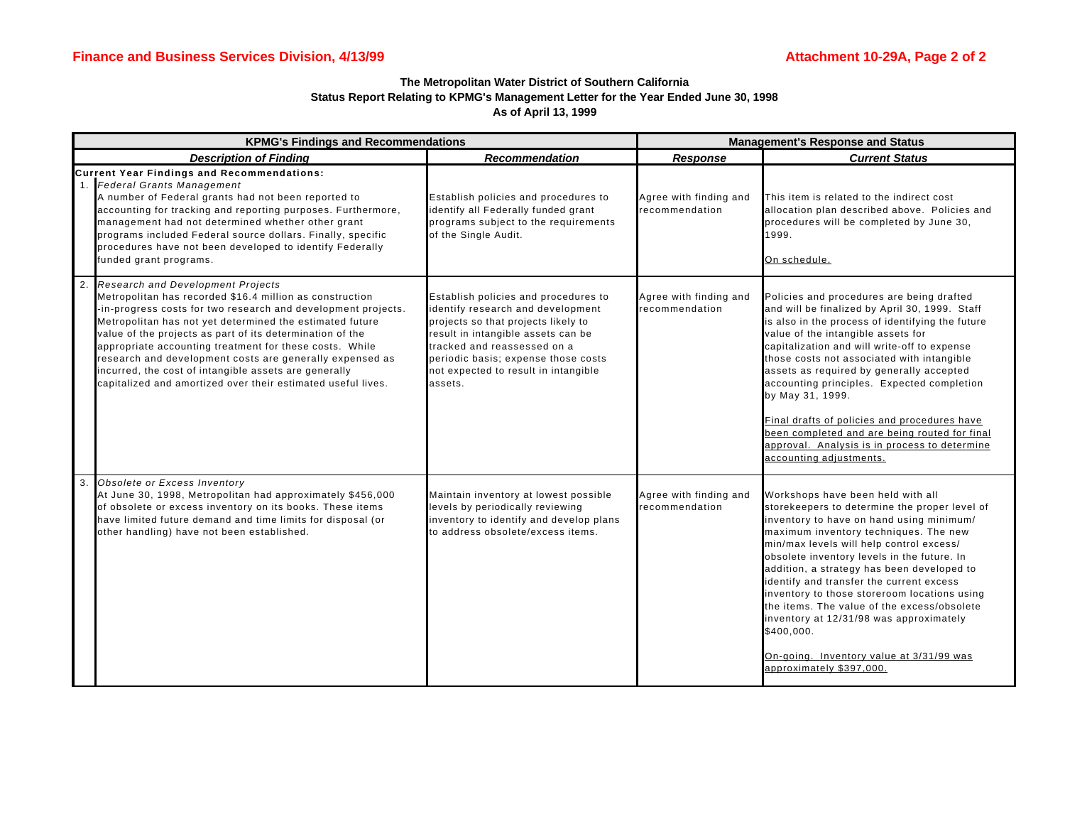**The Metropolitan Water District of Southern California**
**Status Report Relating to KPMG's Management Letter for the Year Ended June 30, 1998**
**As of April 13, 1999**

| KPMG's Findings and Recommendations | | | Management's Response and Status | |
|---|---|---|---|---|
| | ***Description of Finding*** | ***Recommendation*** | ***Response*** | ***Current Status*** |
| **Current Year Findings and Recommendations:** | | | | |
| 1. | *Federal Grants Management* A number of Federal grants had not been reported to accounting for tracking and reporting purposes. Furthermore, management had not determined whether other grant programs included Federal source dollars. Finally, specific procedures have not been developed to identify Federally funded grant programs. | Establish policies and procedures to identify all Federally funded grant programs subject to the requirements of the Single Audit. | Agree with finding and recommendation | This item is related to the indirect cost allocation plan described above. Policies and procedures will be completed by June 30, 1999. <u>On schedule.</u> |
| 2. | *Research and Development Projects* Metropolitan has recorded $16.4 million as construction-in-progress costs for two research and development projects. Metropolitan has not yet determined the estimated future value of the projects as part of its determination of the appropriate accounting treatment for these costs. While research and development costs are generally expensed as incurred, the cost of intangible assets are generally capitalized and amortized over their estimated useful lives. | Establish policies and procedures to identify research and development projects so that projects likely to result in intangible assets can be tracked and reassessed on a periodic basis; expense those costs not expected to result in intangible assets. | Agree with finding and recommendation | Policies and procedures are being drafted and will be finalized by April 30, 1999. Staff is also in the process of identifying the future value of the intangible assets for capitalization and will write-off to expense those costs not associated with intangible assets as required by generally accepted accounting principles. Expected completion by May 31, 1999. <u>Final drafts of policies and procedures have been completed and are being routed for final approval. Analysis is in process to determine accounting adjustments.</u> |
| 3. | *Obsolete or Excess Inventory* At June 30, 1998, Metropolitan had approximately $456,000 of obsolete or excess inventory on its books. These items have limited future demand and time limits for disposal (or other handling) have not been established. | Maintain inventory at lowest possible levels by periodically reviewing inventory to identify and develop plans to address obsolete/excess items. | Agree with finding and recommendation | Workshops have been held with all storekeepers to determine the proper level of inventory to have on hand using minimum/maximum inventory techniques. The new min/max levels will help control excess/obsolete inventory levels in the future. In addition, a strategy has been developed to identify and transfer the current excess inventory to those storeroom locations using the items. The value of the excess/obsolete inventory at 12/31/98 was approximately $400,000. <u>On-going. Inventory value at 3/31/99 was approximately $397,000.</u> |